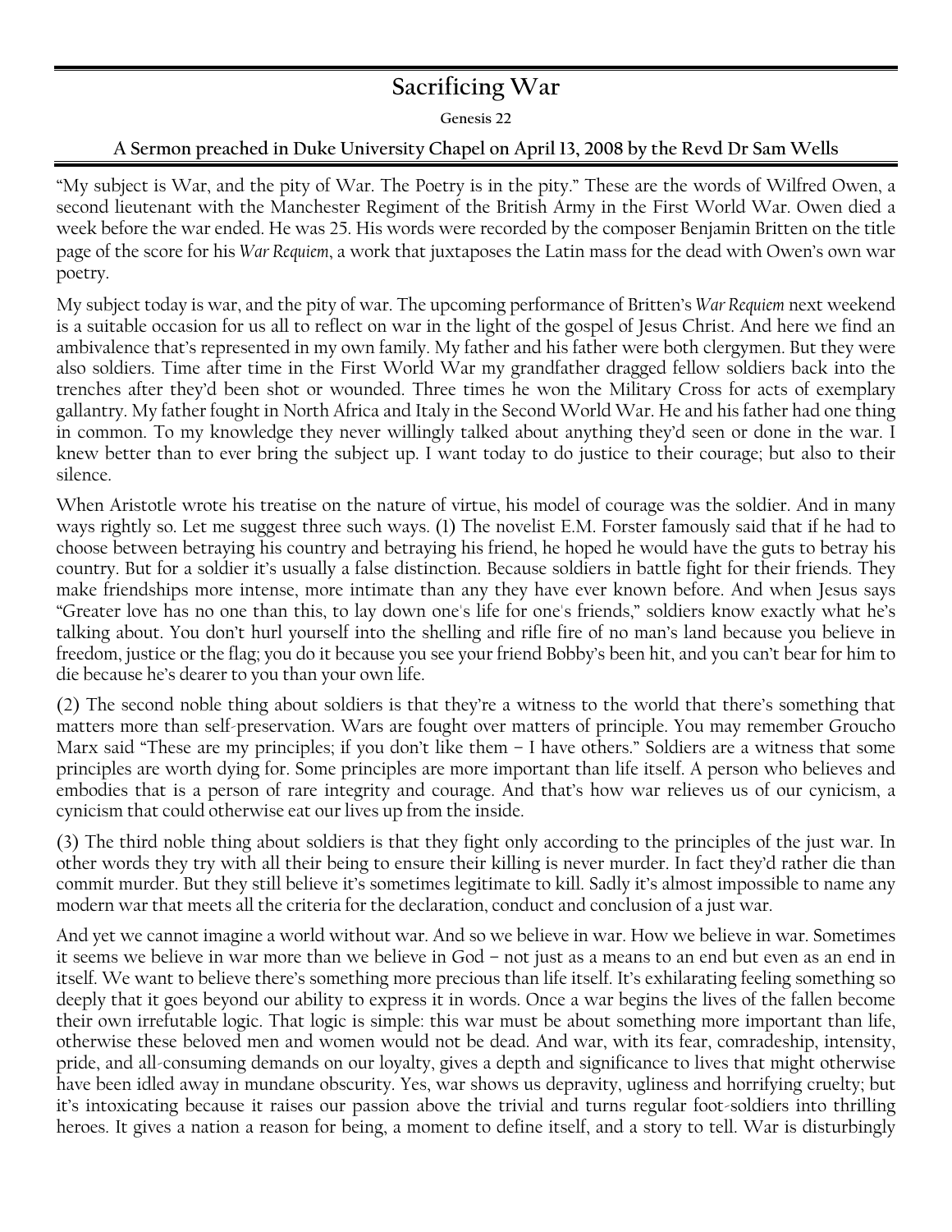# Sacrificing War

**Genesis 22**

**A Sermon preached in Duke University Chapel on April 13, 2008 by the Revd Dr Sam Wells**

"My subject is War, and the pity of War. The Poetry is in the pity." These are the words of Wilfred Owen, a second lieutenant with the Manchester Regiment of the British Army in the First World War. Owen died a week before the war ended. He was 25. His words were recorded by the composer Benjamin Britten on the title page of the score for his *War Requiem*, a work that juxtaposes the Latin mass for the dead with Owen's own war poetry.

My subject today is war, and the pity of war. The upcoming performance of Britten's *War Requiem* next weekend is a suitable occasion for us all to reflect on war in the light of the gospel of Jesus Christ. And here we find an ambivalence that's represented in my own family. My father and his father were both clergymen. But they were also soldiers. Time after time in the First World War my grandfather dragged fellow soldiers back into the trenches after they'd been shot or wounded. Three times he won the Military Cross for acts of exemplary gallantry. My father fought in North Africa and Italy in the Second World War. He and his father had one thing in common. To my knowledge they never willingly talked about anything they'd seen or done in the war. I knew better than to ever bring the subject up. I want today to do justice to their courage; but also to their silence.

When Aristotle wrote his treatise on the nature of virtue, his model of courage was the soldier. And in many ways rightly so. Let me suggest three such ways. (1) The novelist E.M. Forster famously said that if he had to choose between betraying his country and betraying his friend, he hoped he would have the guts to betray his country. But for a soldier it's usually a false distinction. Because soldiers in battle fight for their friends. They make friendships more intense, more intimate than any they have ever known before. And when Jesus says "Greater love has no one than this, to lay down one's life for one's friends," soldiers know exactly what he's talking about. You don't hurl yourself into the shelling and rifle fire of no man's land because you believe in freedom, justice or the flag; you do it because you see your friend Bobby's been hit, and you can't bear for him to die because he's dearer to you than your own life.

(2) The second noble thing about soldiers is that they're a witness to the world that there's something that matters more than self-preservation. Wars are fought over matters of principle. You may remember Groucho Marx said "These are my principles; if you don't like them – I have others." Soldiers are a witness that some principles are worth dying for. Some principles are more important than life itself. A person who believes and embodies that is a person of rare integrity and courage. And that's how war relieves us of our cynicism, a cynicism that could otherwise eat our lives up from the inside.

(3) The third noble thing about soldiers is that they fight only according to the principles of the just war. In other words they try with all their being to ensure their killing is never murder. In fact they'd rather die than commit murder. But they still believe it's sometimes legitimate to kill. Sadly it's almost impossible to name any modern war that meets all the criteria for the declaration, conduct and conclusion of a just war.

And yet we cannot imagine a world without war. And so we believe in war. How we believe in war. Sometimes it seems we believe in war more than we believe in God – not just as a means to an end but even as an end in itself. We want to believe there's something more precious than life itself. It's exhilarating feeling something so deeply that it goes beyond our ability to express it in words. Once a war begins the lives of the fallen become their own irrefutable logic. That logic is simple: this war must be about something more important than life, otherwise these beloved men and women would not be dead. And war, with its fear, comradeship, intensity, pride, and all-consuming demands on our loyalty, gives a depth and significance to lives that might otherwise have been idled away in mundane obscurity. Yes, war shows us depravity, ugliness and horrifying cruelty; but it's intoxicating because it raises our passion above the trivial and turns regular foot-soldiers into thrilling heroes. It gives a nation a reason for being, a moment to define itself, and a story to tell. War is disturbingly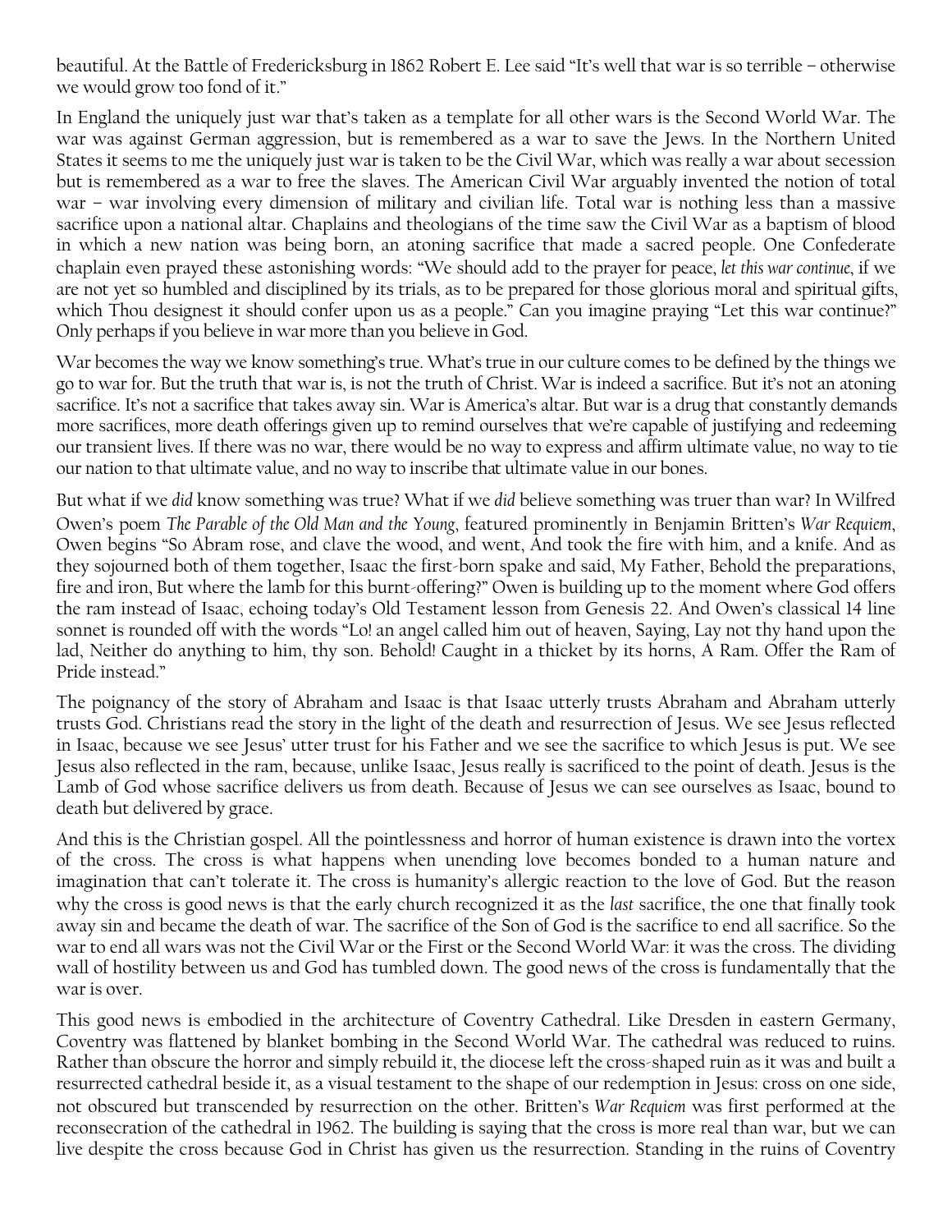beautiful. At the Battle of Fredericksburg in 1862 Robert E. Lee said "It's well that war is so terrible – otherwise we would grow too fond of it."

In England the uniquely just war that's taken as a template for all other wars is the Second World War. The war was against German aggression, but is remembered as a war to save the Jews. In the Northern United States it seems to me the uniquely just war is taken to be the Civil War, which was really a war about secession but is remembered as a war to free the slaves. The American Civil War arguably invented the notion of total war – war involving every dimension of military and civilian life. Total war is nothing less than a massive sacrifice upon a national altar. Chaplains and theologians of the time saw the Civil War as a baptism of blood in which a new nation was being born, an atoning sacrifice that made a sacred people. One Confederate chaplain even prayed these astonishing words: "We should add to the prayer for peace, *let this war continue*, if we are not yet so humbled and disciplined by its trials, as to be prepared for those glorious moral and spiritual gifts, which Thou designest it should confer upon us as a people." Can you imagine praying "Let this war continue?" Only perhaps if you believe in war more than you believe in God.

War becomes the way we know something's true. What's true in our culture comes to be defined by the things we go to war for. But the truth that war is, is not the truth of Christ. War is indeed a sacrifice. But it's not an atoning sacrifice. It's not a sacrifice that takes away sin. War is America's altar. But war is a drug that constantly demands more sacrifices, more death offerings given up to remind ourselves that we're capable of justifying and redeeming our transient lives. If there was no war, there would be no way to express and affirm ultimate value, no way to tie our nation to that ultimate value, and no way to inscribe that ultimate value in our bones.

But what if we *did* know something was true? What if we *did* believe something was truer than war? In Wilfred Owen's poem *The Parable of the Old Man and the Young*, featured prominently in Benjamin Britten's *War Requiem*, Owen begins "So Abram rose, and clave the wood, and went, And took the fire with him, and a knife. And as they sojourned both of them together, Isaac the first-born spake and said, My Father, Behold the preparations, fire and iron, But where the lamb for this burnt-offering?" Owen is building up to the moment where God offers the ram instead of Isaac, echoing today's Old Testament lesson from Genesis 22. And Owen's classical 14 line sonnet is rounded off with the words "Lo! an angel called him out of heaven, Saying, Lay not thy hand upon the lad, Neither do anything to him, thy son. Behold! Caught in a thicket by its horns, A Ram. Offer the Ram of Pride instead."

The poignancy of the story of Abraham and Isaac is that Isaac utterly trusts Abraham and Abraham utterly trusts God. Christians read the story in the light of the death and resurrection of Jesus. We see Jesus reflected in Isaac, because we see Jesus' utter trust for his Father and we see the sacrifice to which Jesus is put. We see Jesus also reflected in the ram, because, unlike Isaac, Jesus really is sacrificed to the point of death. Jesus is the Lamb of God whose sacrifice delivers us from death. Because of Jesus we can see ourselves as Isaac, bound to death but delivered by grace.

And this is the Christian gospel. All the pointlessness and horror of human existence is drawn into the vortex of the cross. The cross is what happens when unending love becomes bonded to a human nature and imagination that can't tolerate it. The cross is humanity's allergic reaction to the love of God. But the reason why the cross is good news is that the early church recognized it as the *last* sacrifice, the one that finally took away sin and became the death of war. The sacrifice of the Son of God is the sacrifice to end all sacrifice. So the war to end all wars was not the Civil War or the First or the Second World War: it was the cross. The dividing wall of hostility between us and God has tumbled down. The good news of the cross is fundamentally that the war is over.

This good news is embodied in the architecture of Coventry Cathedral. Like Dresden in eastern Germany, Coventry was flattened by blanket bombing in the Second World War. The cathedral was reduced to ruins. Rather than obscure the horror and simply rebuild it, the diocese left the cross-shaped ruin as it was and built a resurrected cathedral beside it, as a visual testament to the shape of our redemption in Jesus: cross on one side, not obscured but transcended by resurrection on the other. Britten's *War Requiem* was first performed at the reconsecration of the cathedral in 1962. The building is saying that the cross is more real than war, but we can live despite the cross because God in Christ has given us the resurrection. Standing in the ruins of Coventry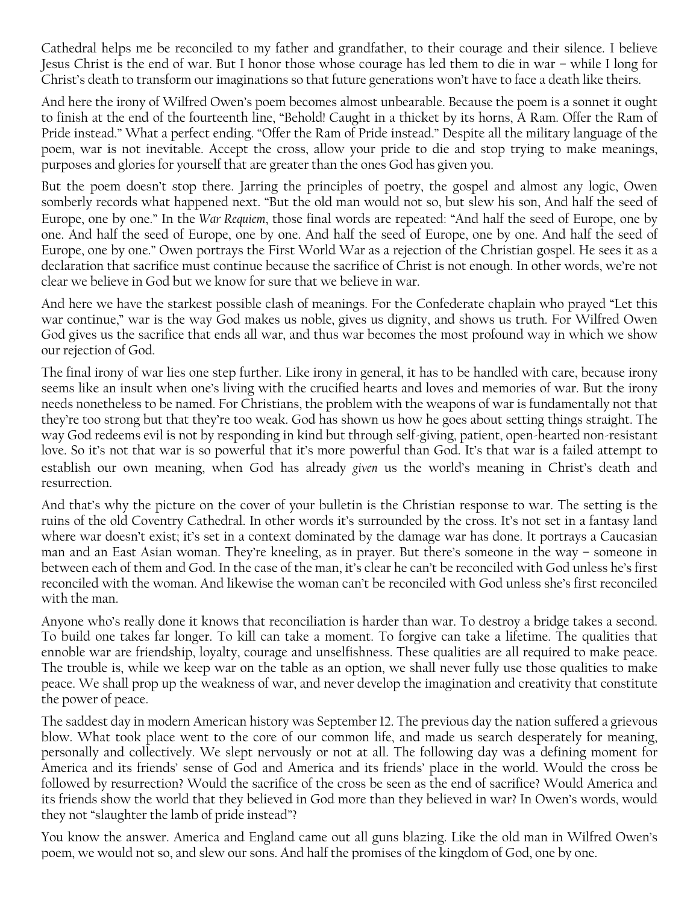Cathedral helps me be reconciled to my father and grandfather, to their courage and their silence. I believe Jesus Christ is the end of war. But I honor those whose courage has led them to die in war – while I long for Christ's death to transform our imaginations so that future generations won't have to face a death like theirs.

And here the irony of Wilfred Owen's poem becomes almost unbearable. Because the poem is a sonnet it ought to finish at the end of the fourteenth line, "Behold! Caught in a thicket by its horns, A Ram. Offer the Ram of Pride instead." What a perfect ending. "Offer the Ram of Pride instead." Despite all the military language of the poem, war is not inevitable. Accept the cross, allow your pride to die and stop trying to make meanings, purposes and glories for yourself that are greater than the ones God has given you.

But the poem doesn't stop there. Jarring the principles of poetry, the gospel and almost any logic, Owen somberly records what happened next. "But the old man would not so, but slew his son, And half the seed of Europe, one by one." In the *War Requiem*, those final words are repeated: "And half the seed of Europe, one by one. And half the seed of Europe, one by one. And half the seed of Europe, one by one. And half the seed of Europe, one by one." Owen portrays the First World War as a rejection of the Christian gospel. He sees it as a declaration that sacrifice must continue because the sacrifice of Christ is not enough. In other words, we're not clear we believe in God but we know for sure that we believe in war.

And here we have the starkest possible clash of meanings. For the Confederate chaplain who prayed "Let this war continue," war is the way God makes us noble, gives us dignity, and shows us truth. For Wilfred Owen God gives us the sacrifice that ends all war, and thus war becomes the most profound way in which we show our rejection of God.

The final irony of war lies one step further. Like irony in general, it has to be handled with care, because irony seems like an insult when one's living with the crucified hearts and loves and memories of war. But the irony needs nonetheless to be named. For Christians, the problem with the weapons of war is fundamentally not that they're too strong but that they're too weak. God has shown us how he goes about setting things straight. The way God redeems evil is not by responding in kind but through self-giving, patient, open-hearted non-resistant love. So it's not that war is so powerful that it's more powerful than God. It's that war is a failed attempt to establish our own meaning, when God has already *given* us the world's meaning in Christ's death and resurrection.

And that's why the picture on the cover of your bulletin is the Christian response to war. The setting is the ruins of the old Coventry Cathedral. In other words it's surrounded by the cross. It's not set in a fantasy land where war doesn't exist; it's set in a context dominated by the damage war has done. It portrays a Caucasian man and an East Asian woman. They're kneeling, as in prayer. But there's someone in the way – someone in between each of them and God. In the case of the man, it's clear he can't be reconciled with God unless he's first reconciled with the woman. And likewise the woman can't be reconciled with God unless she's first reconciled with the man.

Anyone who's really done it knows that reconciliation is harder than war. To destroy a bridge takes a second. To build one takes far longer. To kill can take a moment. To forgive can take a lifetime. The qualities that ennoble war are friendship, loyalty, courage and unselfishness. These qualities are all required to make peace. The trouble is, while we keep war on the table as an option, we shall never fully use those qualities to make peace. We shall prop up the weakness of war, and never develop the imagination and creativity that constitute the power of peace.

The saddest day in modern American history was September 12. The previous day the nation suffered a grievous blow. What took place went to the core of our common life, and made us search desperately for meaning, personally and collectively. We slept nervously or not at all. The following day was a defining moment for America and its friends' sense of God and America and its friends' place in the world. Would the cross be followed by resurrection? Would the sacrifice of the cross be seen as the end of sacrifice? Would America and its friends show the world that they believed in God more than they believed in war? In Owen's words, would they not "slaughter the lamb of pride instead"?

You know the answer. America and England came out all guns blazing. Like the old man in Wilfred Owen's poem, we would not so, and slew our sons. And half the promises of the kingdom of God, one by one.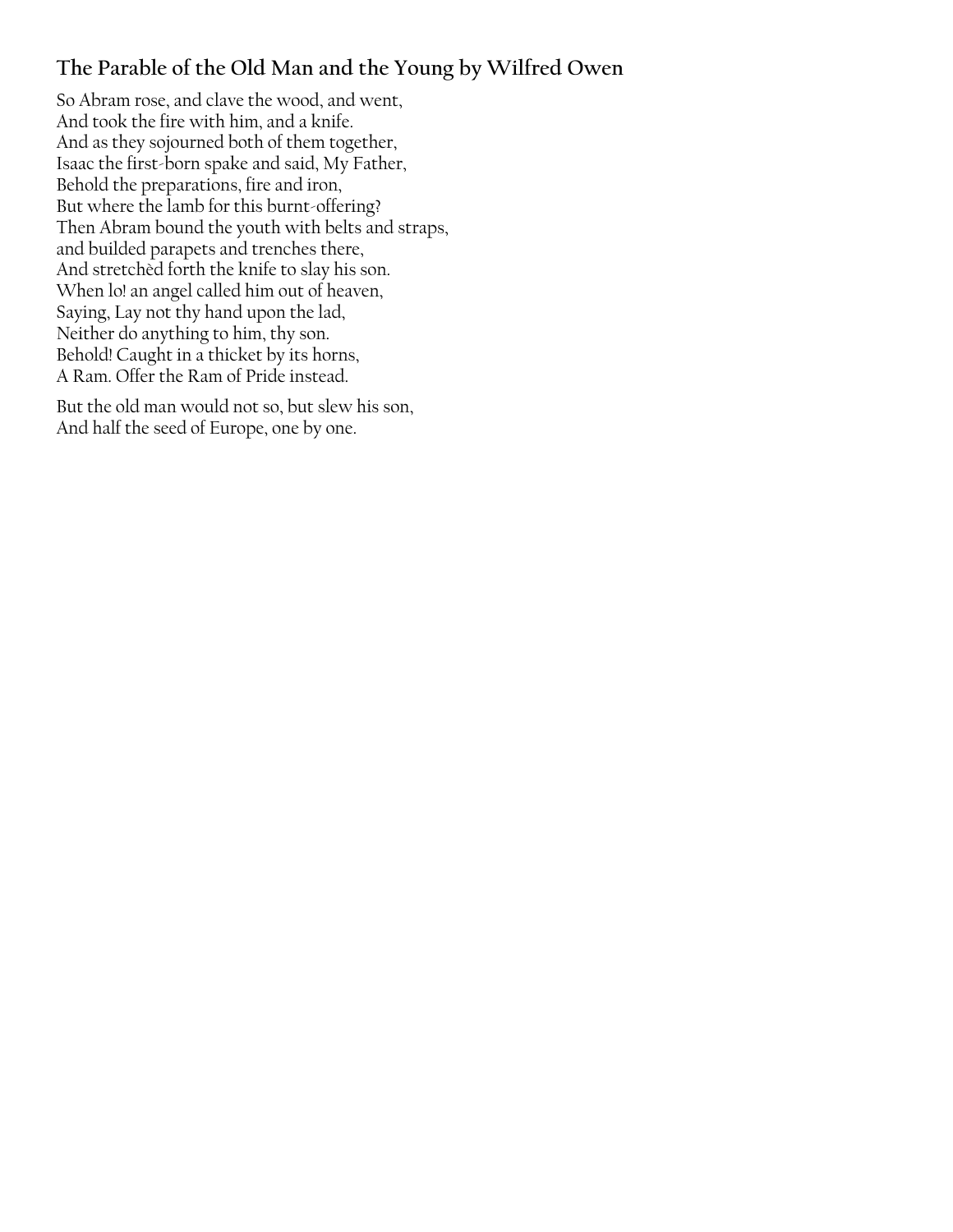## The Parable of the Old Man and the Young by Wilfred Owen

So Abram rose, and clave the wood, and went,  
And took the fire with him, and a knife.  
And as they sojourned both of them together,  
Isaac the first-born spake and said, My Father,  
Behold the preparations, fire and iron,  
But where the lamb for this burnt-offering?  
Then Abram bound the youth with belts and straps,  
and builded parapets and trenches there,  
And stretchèd forth the knife to slay his son.  
When lo! an angel called him out of heaven,  
Saying, Lay not thy hand upon the lad,  
Neither do anything to him, thy son.  
Behold! Caught in a thicket by its horns,  
A Ram. Offer the Ram of Pride instead.

But the old man would not so, but slew his son,  
And half the seed of Europe, one by one.